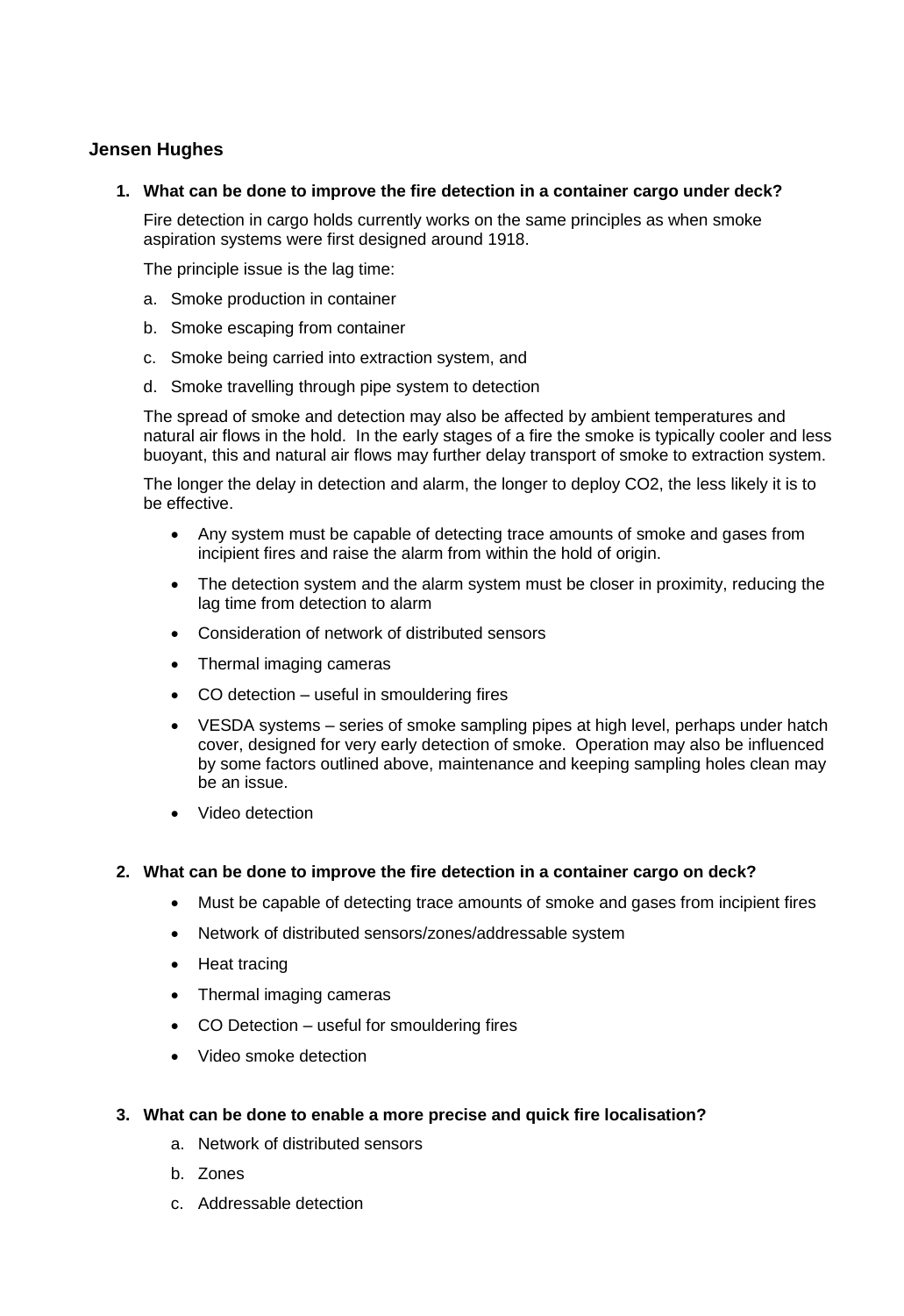## Jensen Hughes

1. **What can be done to improve the fire detection in a container cargo under deck?**

   Fire detection in cargo holds currently works on the same principles as when smoke aspiration systems were first designed around 1918.

   The principle issue is the lag time:

   a. Smoke production in container

   b. Smoke escaping from container

   c. Smoke being carried into extraction system, and

   d. Smoke travelling through pipe system to detection

   The spread of smoke and detection may also be affected by ambient temperatures and natural air flows in the hold. In the early stages of a fire the smoke is typically cooler and less buoyant, this and natural air flows may further delay transport of smoke to extraction system.

   The longer the delay in detection and alarm, the longer to deploy CO2, the less likely it is to be effective.

   - Any system must be capable of detecting trace amounts of smoke and gases from incipient fires and raise the alarm from within the hold of origin.
   - The detection system and the alarm system must be closer in proximity, reducing the lag time from detection to alarm
   - Consideration of network of distributed sensors
   - Thermal imaging cameras
   - CO detection – useful in smouldering fires
   - VESDA systems – series of smoke sampling pipes at high level, perhaps under hatch cover, designed for very early detection of smoke. Operation may also be influenced by some factors outlined above, maintenance and keeping sampling holes clean may be an issue.
   - Video detection

2. **What can be done to improve the fire detection in a container cargo on deck?**

   - Must be capable of detecting trace amounts of smoke and gases from incipient fires
   - Network of distributed sensors/zones/addressable system
   - Heat tracing
   - Thermal imaging cameras
   - CO Detection – useful for smouldering fires
   - Video smoke detection

3. **What can be done to enable a more precise and quick fire localisation?**

   a. Network of distributed sensors

   b. Zones

   c. Addressable detection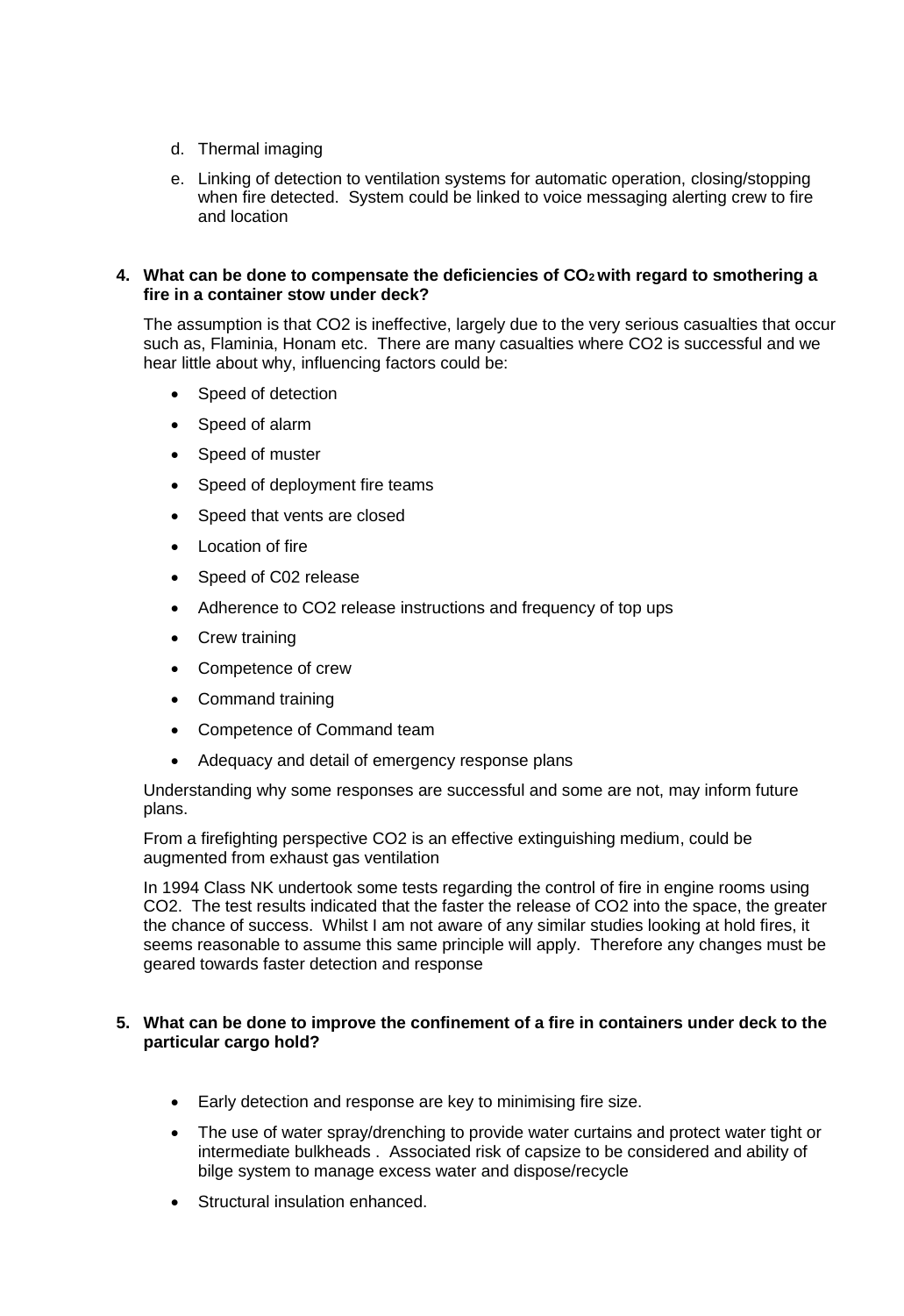d. Thermal imaging

e. Linking of detection to ventilation systems for automatic operation, closing/stopping when fire detected. System could be linked to voice messaging alerting crew to fire and location

**4. What can be done to compensate the deficiencies of $CO_2$ with regard to smothering a fire in a container stow under deck?**

The assumption is that CO2 is ineffective, largely due to the very serious casualties that occur such as, Flaminia, Honam etc. There are many casualties where CO2 is successful and we hear little about why, influencing factors could be:

- Speed of detection
- Speed of alarm
- Speed of muster
- Speed of deployment fire teams
- Speed that vents are closed
- Location of fire
- Speed of C02 release
- Adherence to CO2 release instructions and frequency of top ups
- Crew training
- Competence of crew
- Command training
- Competence of Command team
- Adequacy and detail of emergency response plans

Understanding why some responses are successful and some are not, may inform future plans.

From a firefighting perspective CO2 is an effective extinguishing medium, could be augmented from exhaust gas ventilation

In 1994 Class NK undertook some tests regarding the control of fire in engine rooms using CO2. The test results indicated that the faster the release of CO2 into the space, the greater the chance of success. Whilst I am not aware of any similar studies looking at hold fires, it seems reasonable to assume this same principle will apply. Therefore any changes must be geared towards faster detection and response

**5. What can be done to improve the confinement of a fire in containers under deck to the particular cargo hold?**

- Early detection and response are key to minimising fire size.
- The use of water spray/drenching to provide water curtains and protect water tight or intermediate bulkheads . Associated risk of capsize to be considered and ability of bilge system to manage excess water and dispose/recycle
- Structural insulation enhanced.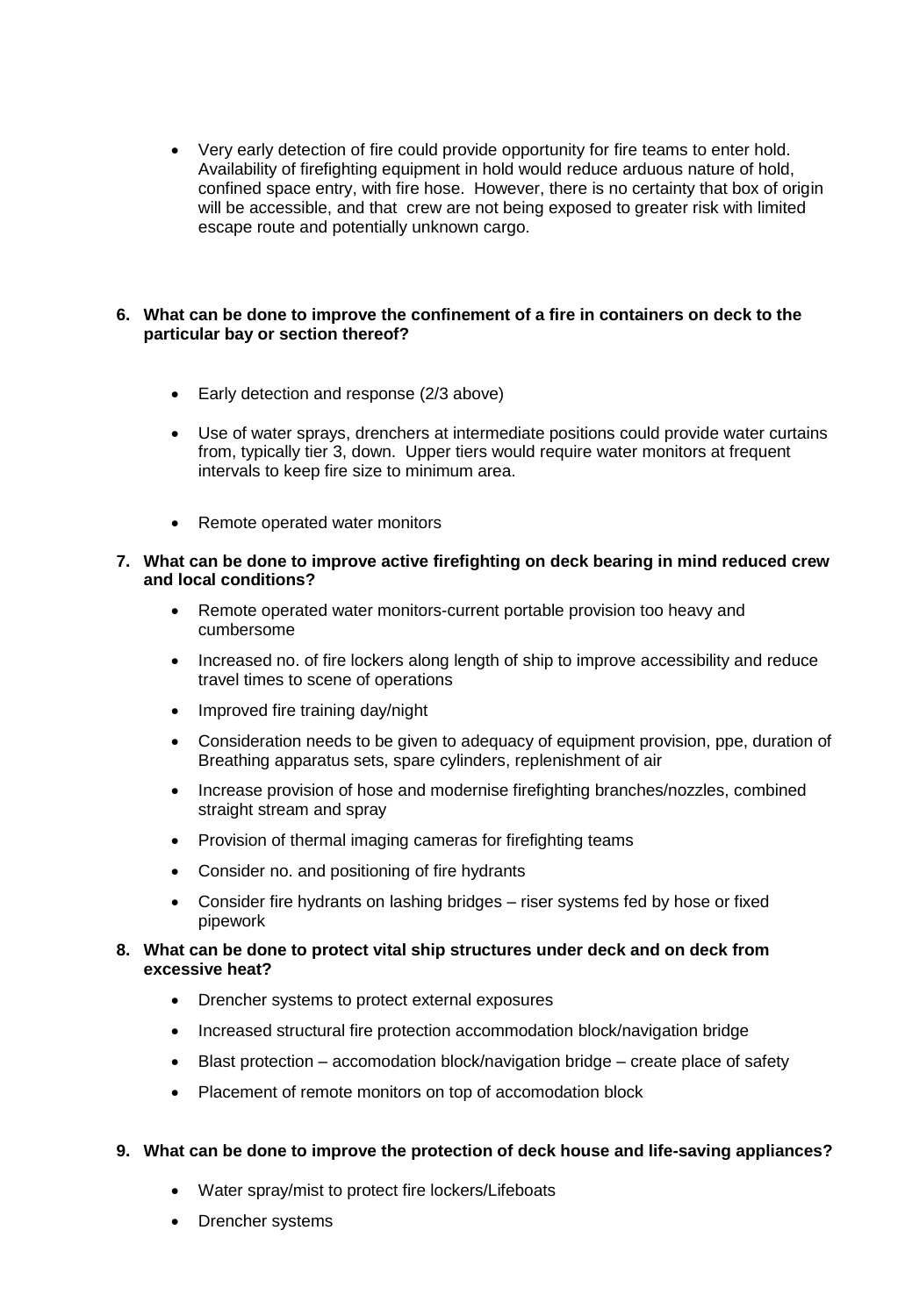- Very early detection of fire could provide opportunity for fire teams to enter hold. Availability of firefighting equipment in hold would reduce arduous nature of hold, confined space entry, with fire hose. However, there is no certainty that box of origin will be accessible, and that crew are not being exposed to greater risk with limited escape route and potentially unknown cargo.

**6. What can be done to improve the confinement of a fire in containers on deck to the particular bay or section thereof?**

- Early detection and response (2/3 above)
- Use of water sprays, drenchers at intermediate positions could provide water curtains from, typically tier 3, down. Upper tiers would require water monitors at frequent intervals to keep fire size to minimum area.
- Remote operated water monitors

**7. What can be done to improve active firefighting on deck bearing in mind reduced crew and local conditions?**

- Remote operated water monitors-current portable provision too heavy and cumbersome
- Increased no. of fire lockers along length of ship to improve accessibility and reduce travel times to scene of operations
- Improved fire training day/night
- Consideration needs to be given to adequacy of equipment provision, ppe, duration of Breathing apparatus sets, spare cylinders, replenishment of air
- Increase provision of hose and modernise firefighting branches/nozzles, combined straight stream and spray
- Provision of thermal imaging cameras for firefighting teams
- Consider no. and positioning of fire hydrants
- Consider fire hydrants on lashing bridges – riser systems fed by hose or fixed pipework

**8. What can be done to protect vital ship structures under deck and on deck from excessive heat?**

- Drencher systems to protect external exposures
- Increased structural fire protection accommodation block/navigation bridge
- Blast protection – accomodation block/navigation bridge – create place of safety
- Placement of remote monitors on top of accomodation block

**9. What can be done to improve the protection of deck house and life-saving appliances?**

- Water spray/mist to protect fire lockers/Lifeboats
- Drencher systems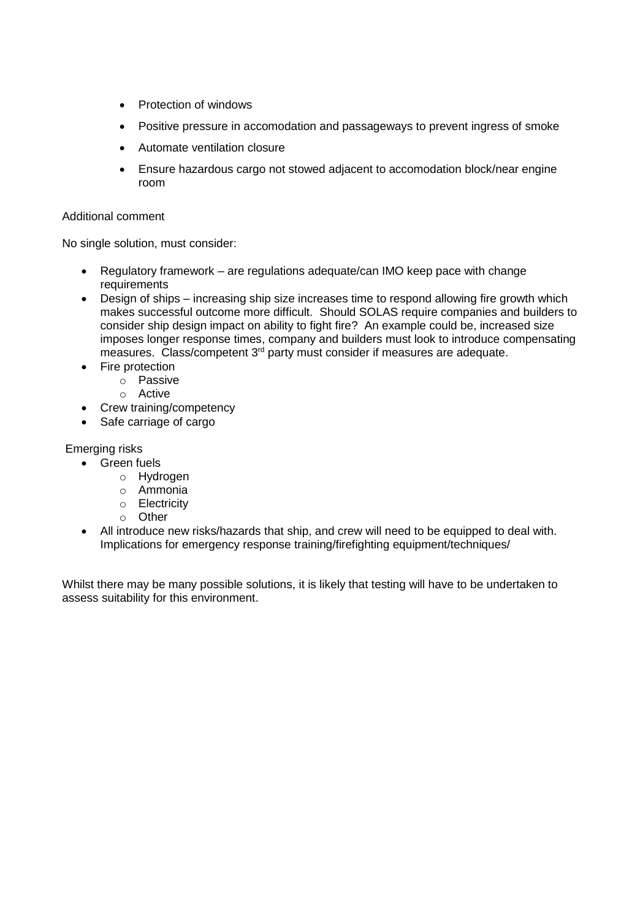- Protection of windows
- Positive pressure in accomodation and passageways to prevent ingress of smoke
- Automate ventilation closure
- Ensure hazardous cargo not stowed adjacent to accomodation block/near engine room

Additional comment

No single solution, must consider:

- Regulatory framework – are regulations adequate/can IMO keep pace with change requirements
- Design of ships – increasing ship size increases time to respond allowing fire growth which makes successful outcome more difficult. Should SOLAS require companies and builders to consider ship design impact on ability to fight fire? An example could be, increased size imposes longer response times, company and builders must look to introduce compensating measures. Class/competent 3rd party must consider if measures are adequate.
- Fire protection
    - Passive
    - Active
- Crew training/competency
- Safe carriage of cargo

Emerging risks

- Green fuels
    - Hydrogen
    - Ammonia
    - Electricity
    - Other
- All introduce new risks/hazards that ship, and crew will need to be equipped to deal with. Implications for emergency response training/firefighting equipment/techniques/

Whilst there may be many possible solutions, it is likely that testing will have to be undertaken to assess suitability for this environment.